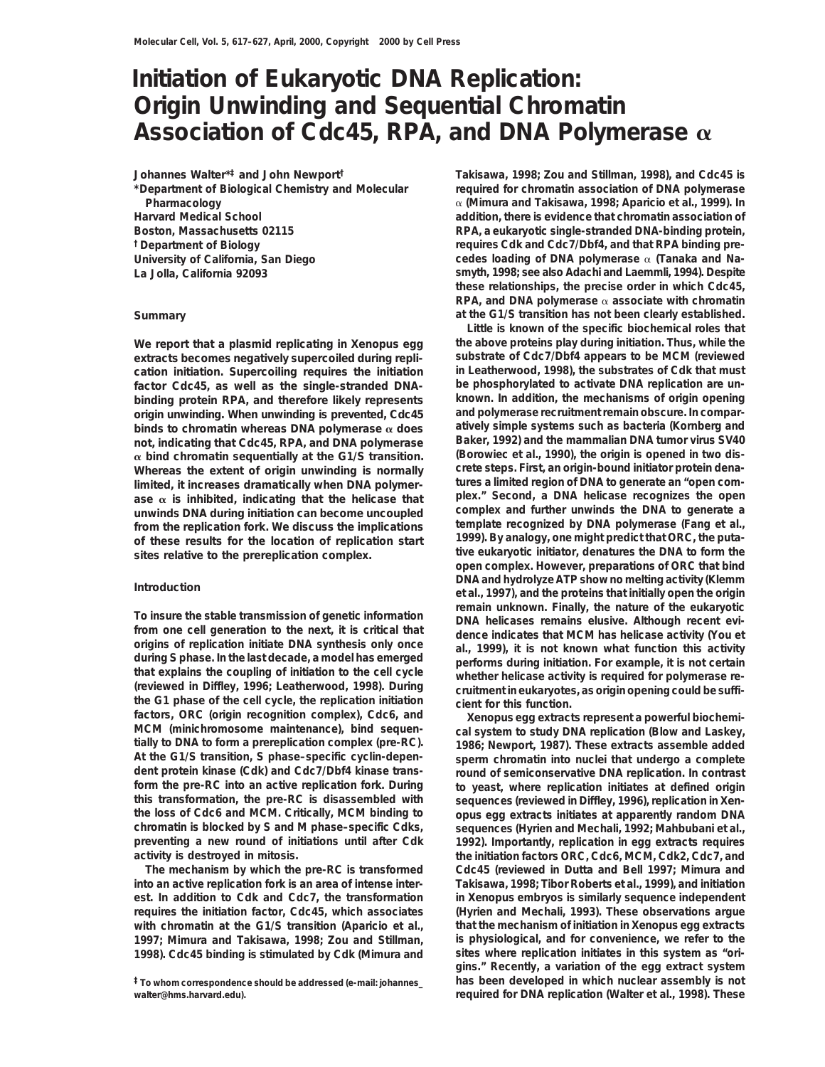# Initiation of Eukaryotic DNA Replication: Origin Unwinding and Sequential Chromatin Association of Cdc45, RPA, and DNA Polymerase α

Johannes Walter*[‡] and John Newport[†]

*Department of Biological Chemistry and Molecular Pharmacology
Harvard Medical School
Boston, Massachusetts 02115
[†] Department of Biology
University of California, San Diego
La Jolla, California 92093

## Summary

We report that a plasmid replicating in Xenopus egg extracts becomes negatively supercoiled during replication initiation. Supercoiling requires the initiation factor Cdc45, as well as the single-stranded DNA-binding protein RPA, and therefore likely represents origin unwinding. When unwinding is prevented, Cdc45 binds to chromatin whereas DNA polymerase α does not, indicating that Cdc45, RPA, and DNA polymerase α bind chromatin sequentially at the G1/S transition. Whereas the extent of origin unwinding is normally limited, it increases dramatically when DNA polymerase α is inhibited, indicating that the helicase that unwinds DNA during initiation can become uncoupled from the replication fork. We discuss the implications of these results for the location of replication start sites relative to the prereplication complex.

## Introduction

To insure the stable transmission of genetic information from one cell generation to the next, it is critical that origins of replication initiate DNA synthesis only once during S phase. In the last decade, a model has emerged that explains the coupling of initiation to the cell cycle (reviewed in Diffley, 1996; Leatherwood, 1998). During the G1 phase of the cell cycle, the replication initiation factors, ORC (origin recognition complex), Cdc6, and MCM (minichromosome maintenance), bind sequentially to DNA to form a prereplication complex (pre-RC). At the G1/S transition, S phase–specific cyclin-dependent protein kinase (Cdk) and Cdc7/Dbf4 kinase transform the pre-RC into an active replication fork. During this transformation, the pre-RC is disassembled with the loss of Cdc6 and MCM. Critically, MCM binding to chromatin is blocked by S and M phase–specific Cdks, preventing a new round of initiations until after Cdk activity is destroyed in mitosis.

The mechanism by which the pre-RC is transformed into an active replication fork is an area of intense interest. In addition to Cdk and Cdc7, the transformation requires the initiation factor, Cdc45, which associates with chromatin at the G1/S transition (Aparicio et al., 1997; Mimura and Takisawa, 1998; Zou and Stillman, 1998). Cdc45 binding is stimulated by Cdk (Mimura and Takisawa, 1998; Zou and Stillman, 1998), and Cdc45 is required for chromatin association of DNA polymerase α (Mimura and Takisawa, 1998; Aparicio et al., 1999). In addition, there is evidence that chromatin association of RPA, a eukaryotic single-stranded DNA-binding protein, requires Cdk and Cdc7/Dbf4, and that RPA binding precedes loading of DNA polymerase α (Tanaka and Nasmyth, 1998; see also Adachi and Laemmli, 1994). Despite these relationships, the precise order in which Cdc45, RPA, and DNA polymerase α associate with chromatin at the G1/S transition has not been clearly established.

Little is known of the specific biochemical roles that the above proteins play during initiation. Thus, while the substrate of Cdc7/Dbf4 appears to be MCM (reviewed in Leatherwood, 1998), the substrates of Cdk that must be phosphorylated to activate DNA replication are unknown. In addition, the mechanisms of origin opening and polymerase recruitment remain obscure. In comparatively simple systems such as bacteria (Kornberg and Baker, 1992) and the mammalian DNA tumor virus SV40 (Borowiec et al., 1990), the origin is opened in two discrete steps. First, an origin-bound initiator protein denatures a limited region of DNA to generate an "open complex." Second, a DNA helicase recognizes the open complex and further unwinds the DNA to generate a template recognized by DNA polymerase (Fang et al., 1999). By analogy, one might predict that ORC, the putative eukaryotic initiator, denatures the DNA to form the open complex. However, preparations of ORC that bind DNA and hydrolyze ATP show no melting activity (Klemm et al., 1997), and the proteins that initially open the origin remain unknown. Finally, the nature of the eukaryotic DNA helicases remains elusive. Although recent evidence indicates that MCM has helicase activity (You et al., 1999), it is not known what function this activity performs during initiation. For example, it is not certain whether helicase activity is required for polymerase recruitment in eukaryotes, as origin opening could be sufficient for this function.

Xenopus egg extracts represent a powerful biochemical system to study DNA replication (Blow and Laskey, 1986; Newport, 1987). These extracts assemble added sperm chromatin into nuclei that undergo a complete round of semiconservative DNA replication. In contrast to yeast, where replication initiates at defined origin sequences (reviewed in Diffley, 1996), replication in Xenopus egg extracts initiates at apparently random DNA sequences (Hyrien and Mechali, 1992; Mahbubani et al., 1992). Importantly, replication in egg extracts requires the initiation factors ORC, Cdc6, MCM, Cdk2, Cdc7, and Cdc45 (reviewed in Dutta and Bell 1997; Mimura and Takisawa, 1998; Tibor Roberts et al., 1999), and initiation in Xenopus embryos is similarly sequence independent (Hyrien and Mechali, 1993). These observations argue that the mechanism of initiation in Xenopus egg extracts is physiological, and for convenience, we refer to the sites where replication initiates in this system as "origins." Recently, a variation of the egg extract system has been developed in which nuclear assembly is not required for DNA replication (Walter et al., 1998). These

[‡] To whom correspondence should be addressed (e-mail: johannes_walter@hms.harvard.edu).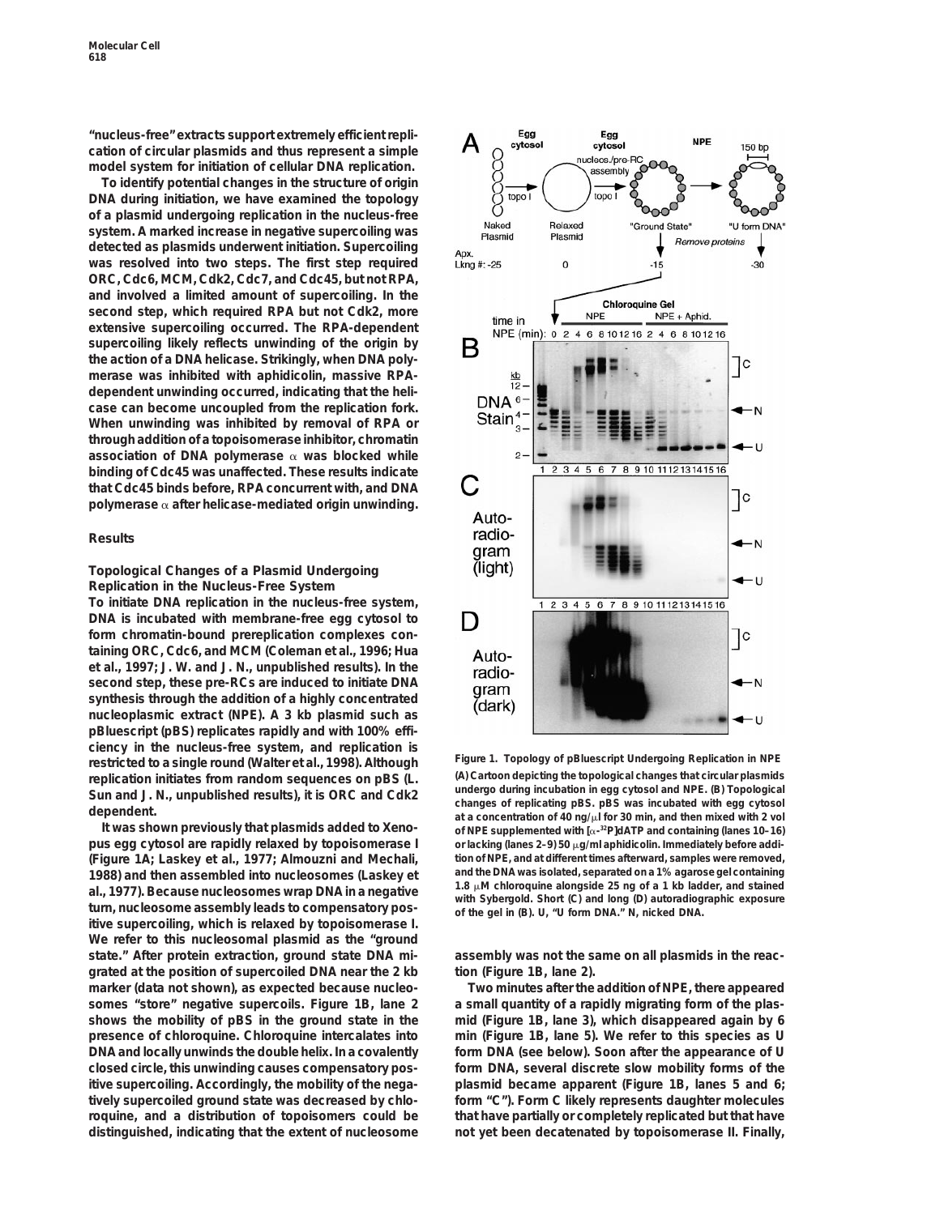**"nucleus-free" extracts support extremely efficient replication of circular plasmids and thus represent a simple model system for initiation of cellular DNA replication.**

**To identify potential changes in the structure of origin DNA during initiation, we have examined the topology of a plasmid undergoing replication in the nucleus-free system. A marked increase in negative supercoiling was detected as plasmids underwent initiation. Supercoiling was resolved into two steps. The first step required ORC, Cdc6, MCM, Cdk2, Cdc7, and Cdc45, but not RPA, and involved a limited amount of supercoiling. In the second step, which required RPA but not Cdk2, more extensive supercoiling occurred. The RPA-dependent supercoiling likely reflects unwinding of the origin by the action of a DNA helicase. Strikingly, when DNA polymerase was inhibited with aphidicolin, massive RPA-dependent unwinding occurred, indicating that the helicase can become uncoupled from the replication fork. When unwinding was inhibited by removal of RPA or through addition of a topoisomerase inhibitor, chromatin association of DNA polymerase α was blocked while binding of Cdc45 was unaffected. These results indicate that Cdc45 binds before, RPA concurrent with, and DNA polymerase α after helicase-mediated origin unwinding.**

## Results

### Topological Changes of a Plasmid Undergoing Replication in the Nucleus-Free System

To initiate DNA replication in the nucleus-free system, DNA is incubated with membrane-free egg cytosol to form chromatin-bound prereplication complexes containing ORC, Cdc6, and MCM (Coleman et al., 1996; Hua et al., 1997; J. W. and J. N., unpublished results). In the second step, these pre-RCs are induced to initiate DNA synthesis through the addition of a highly concentrated nucleoplasmic extract (NPE). A 3 kb plasmid such as pBluescript (pBS) replicates rapidly and with 100% efficiency in the nucleus-free system, and replication is restricted to a single round (Walter et al., 1998). Although replication initiates from random sequences on pBS (L. Sun and J. N., unpublished results), it is ORC and Cdk2 dependent.

It was shown previously that plasmids added to Xenopus egg cytosol are rapidly relaxed by topoisomerase I (Figure 1A; Laskey et al., 1977; Almouzni and Mechali, 1988) and then assembled into nucleosomes (Laskey et al., 1977). Because nucleosomes wrap DNA in a negative turn, nucleosome assembly leads to compensatory positive supercoiling, which is relaxed by topoisomerase I. We refer to this nucleosomal plasmid as the "ground state." After protein extraction, ground state DNA migrated at the position of supercoiled DNA near the 2 kb marker (data not shown), as expected because nucleosomes "store" negative supercoils. Figure 1B, lane 2 shows the mobility of pBS in the ground state in the presence of chloroquine. Chloroquine intercalates into DNA and locally unwinds the double helix. In a covalently closed circle, this unwinding causes compensatory positive supercoiling. Accordingly, the mobility of the negatively supercoiled ground state was decreased by chloroquine, and a distribution of topoisomers could be distinguished, indicating that the extent of nucleosome assembly was not the same on all plasmids in the reaction (Figure 1B, lane 2).

Two minutes after the addition of NPE, there appeared a small quantity of a rapidly migrating form of the plasmid (Figure 1B, lane 3), which disappeared again by 6 min (Figure 1B, lane 5). We refer to this species as U form DNA (see below). Soon after the appearance of U form DNA, several discrete slow mobility forms of the plasmid became apparent (Figure 1B, lanes 5 and 6; form "C"). Form C likely represents daughter molecules that have partially or completely replicated but that have not yet been decatenated by topoisomerase II. Finally,

**Figure 1. Topology of pBluescript Undergoing Replication in NPE**

(A) Cartoon depicting the topological changes that circular plasmids undergo during incubation in egg cytosol and NPE. (B) Topological changes of replicating pBS. pBS was incubated with egg cytosol at a concentration of 40 ng/μl for 30 min, and then mixed with 2 vol of NPE supplemented with [α-$^{32}$P]dATP and containing (lanes 10–16) or lacking (lanes 2–9) 50 μg/ml aphidicolin. Immediately before addition of NPE, and at different times afterward, samples were removed, and the DNA was isolated, separated on a 1% agarose gel containing 1.8 μM chloroquine alongside 25 ng of a 1 kb ladder, and stained with Sybergold. Short (C) and long (D) autoradiographic exposure of the gel in (B). U, "U form DNA." N, nicked DNA.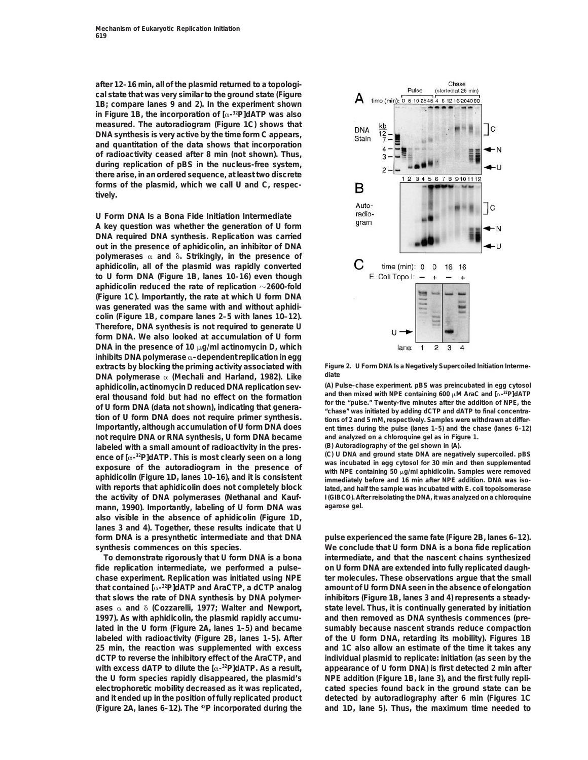after 12–16 min, all of the plasmid returned to a topological state that was very similar to the ground state (Figure 1B; compare lanes 9 and 2). In the experiment shown in Figure 1B, the incorporation of [α-$^{32}$P]dATP was also measured. The autoradiogram (Figure 1C) shows that DNA synthesis is very active by the time form C appears, and quantitation of the data shows that incorporation of radioactivity ceased after 8 min (not shown). Thus, during replication of pBS in the nucleus-free system, there arise, in an ordered sequence, at least two discrete forms of the plasmid, which we call U and C, respectively.

## U Form DNA Is a Bona Fide Initiation Intermediate

A key question was whether the generation of U form DNA required DNA synthesis. Replication was carried out in the presence of aphidicolin, an inhibitor of DNA polymerases α and δ. Strikingly, in the presence of aphidicolin, all of the plasmid was rapidly converted to U form DNA (Figure 1B, lanes 10–16) even though aphidicolin reduced the rate of replication ~2600-fold (Figure 1C). Importantly, the rate at which U form DNA was generated was the same with and without aphidicolin (Figure 1B, compare lanes 2–5 with lanes 10–12). Therefore, DNA synthesis is not required to generate U form DNA. We also looked at accumulation of U form DNA in the presence of 10 μg/ml actinomycin D, which inhibits DNA polymerase α–dependent replication in egg extracts by blocking the priming activity associated with DNA polymerase α (Mechali and Harland, 1982). Like aphidicolin, actinomycin D reduced DNA replication several thousand fold but had no effect on the formation of U form DNA (data not shown), indicating that generation of U form DNA does not require primer synthesis. Importantly, although accumulation of U form DNA does not require DNA or RNA synthesis, U form DNA became labeled with a small amount of radioactivity in the presence of [α-$^{32}$P]dATP. This is most clearly seen on a long exposure of the autoradiogram in the presence of aphidicolin (Figure 1D, lanes 10–16), and it is consistent with reports that aphidicolin does not completely block the activity of DNA polymerases (Nethanal and Kaufmann, 1990). Importantly, labeling of U form DNA was also visible in the absence of aphidicolin (Figure 1D, lanes 3 and 4). Together, these results indicate that U form DNA is a presynthetic intermediate and that DNA synthesis commences on this species.

To demonstrate rigorously that U form DNA is a bona fide replication intermediate, we performed a pulse–chase experiment. Replication was initiated using NPE that contained [α-$^{32}$P]dATP and AraCTP, a dCTP analog that slows the rate of DNA synthesis by DNA polymerases α and δ (Cozzarelli, 1977; Walter and Newport, 1997). As with aphidicolin, the plasmid rapidly accumulated in the U form (Figure 2A, lanes 1–5) and became labeled with radioactivity (Figure 2B, lanes 1–5). After 25 min, the reaction was supplemented with excess dCTP to reverse the inhibitory effect of the AraCTP, and with excess dATP to dilute the [α-$^{32}$P]dATP. As a result, the U form species rapidly disappeared, the plasmid's electrophoretic mobility decreased as it was replicated, and it ended up in the position of fully replicated product (Figure 2A, lanes 6–12). The $^{32}$P incorporated during the pulse experienced the same fate (Figure 2B, lanes 6–12). We conclude that U form DNA is a bona fide replication intermediate, and that the nascent chains synthesized on U form DNA are extended into fully replicated daughter molecules. These observations argue that the small amount of U form DNA seen in the absence of elongation inhibitors (Figure 1B, lanes 3 and 4) represents a steady-state level. Thus, it is continually generated by initiation and then removed as DNA synthesis commences (presumably because nascent strands reduce compaction of the U form DNA, retarding its mobility). Figures 1B and 1C also allow an estimate of the time it takes any individual plasmid to replicate: initiation (as seen by the appearance of U form DNA) is first detected 2 min after NPE addition (Figure 1B, lane 3), and the first fully replicated species found back in the ground state can be detected by autoradiography after 6 min (Figures 1C and 1D, lane 5). Thus, the maximum time needed to

Figure 2. U Form DNA Is a Negatively Supercoiled Initiation Intermediate

(A) Pulse–chase experiment. pBS was preincubated in egg cytosol and then mixed with NPE containing 600 μM AraC and [α-$^{32}$P]dATP for the "pulse." Twenty-five minutes after the addition of NPE, the "chase" was initiated by adding dCTP and dATP to final concentrations of 2 and 5 mM, respectively. Samples were withdrawn at different times during the pulse (lanes 1–5) and the chase (lanes 6–12) and analyzed on a chloroquine gel as in Figure 1.

(B) Autoradiography of the gel shown in (A).

(C) U DNA and ground state DNA are negatively supercoiled. pBS was incubated in egg cytosol for 30 min and then supplemented with NPE containing 50 μg/ml aphidicolin. Samples were removed immediately before and 16 min after NPE addition. DNA was isolated, and half the sample was incubated with E. coli topoisomerase I (GIBCO). After reisolating the DNA, it was analyzed on a chloroquine agarose gel.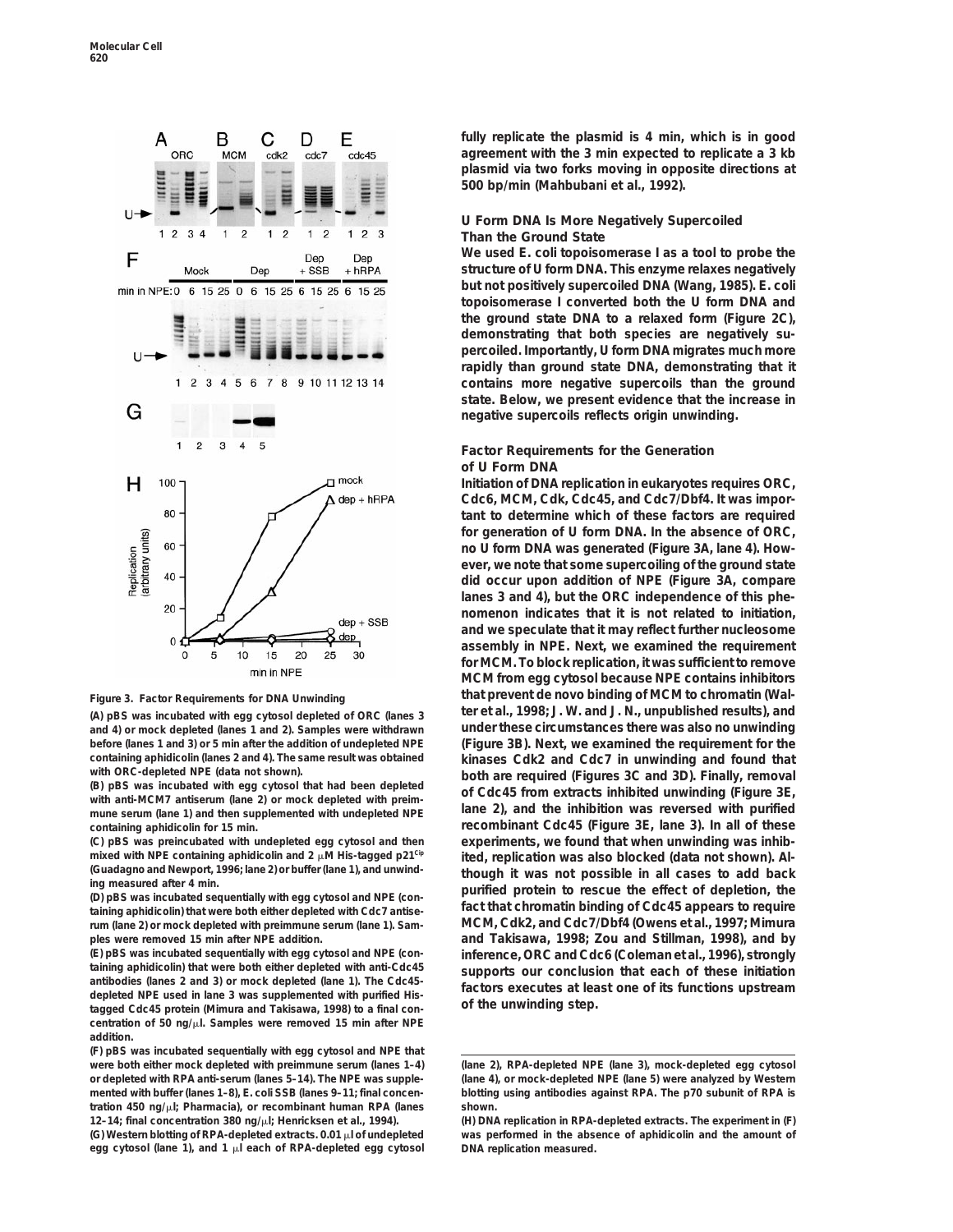fully replicate the plasmid is 4 min, which is in good agreement with the 3 min expected to replicate a 3 kb plasmid via two forks moving in opposite directions at 500 bp/min (Mahbubani et al., 1992).

## U Form DNA Is More Negatively Supercoiled Than the Ground State

We used E. coli topoisomerase I as a tool to probe the structure of U form DNA. This enzyme relaxes negatively but not positively supercoiled DNA (Wang, 1985). E. coli topoisomerase I converted both the U form DNA and the ground state DNA to a relaxed form (Figure 2C), demonstrating that both species are negatively supercoiled. Importantly, U form DNA migrates much more rapidly than ground state DNA, demonstrating that it contains more negative supercoils than the ground state. Below, we present evidence that the increase in negative supercoils reflects origin unwinding.

## Factor Requirements for the Generation of U Form DNA

Initiation of DNA replication in eukaryotes requires ORC, Cdc6, MCM, Cdk, Cdc45, and Cdc7/Dbf4. It was important to determine which of these factors are required for generation of U form DNA. In the absence of ORC, no U form DNA was generated (Figure 3A, lane 4). However, we note that some supercoiling of the ground state did occur upon addition of NPE (Figure 3A, compare lanes 3 and 4), but the ORC independence of this phenomenon indicates that it is not related to initiation, and we speculate that it may reflect further nucleosome assembly in NPE. Next, we examined the requirement for MCM. To block replication, it was sufficient to remove MCM from egg cytosol because NPE contains inhibitors that prevent de novo binding of MCM to chromatin (Walter et al., 1998; J. W. and J. N., unpublished results), and under these circumstances there was also no unwinding (Figure 3B). Next, we examined the requirement for the kinases Cdk2 and Cdc7 in unwinding and found that both are required (Figures 3C and 3D). Finally, removal of Cdc45 from extracts inhibited unwinding (Figure 3E, lane 2), and the inhibition was reversed with purified recombinant Cdc45 (Figure 3E, lane 3). In all of these experiments, we found that when unwinding was inhibited, replication was also blocked (data not shown). Although it was not possible in all cases to add back purified protein to rescue the effect of depletion, the fact that chromatin binding of Cdc45 appears to require MCM, Cdk2, and Cdc7/Dbf4 (Owens et al., 1997; Mimura and Takisawa, 1998; Zou and Stillman, 1998), and by inference, ORC and Cdc6 (Coleman et al., 1996), strongly supports our conclusion that each of these initiation factors executes at least one of its functions upstream of the unwinding step.

Figure 3. Factor Requirements for DNA Unwinding

(A) pBS was incubated with egg cytosol depleted of ORC (lanes 3 and 4) or mock depleted (lanes 1 and 2). Samples were withdrawn before (lanes 1 and 3) or 5 min after the addition of undepleted NPE containing aphidicolin (lanes 2 and 4). The same result was obtained with ORC-depleted NPE (data not shown).

(B) pBS was incubated with egg cytosol that had been depleted with anti-MCM7 antiserum (lane 2) or mock depleted with preimmune serum (lane 1) and then supplemented with undepleted NPE containing aphidicolin for 15 min.

(C) pBS was preincubated with undepleted egg cytosol and then mixed with NPE containing aphidicolin and 2 μM His-tagged p21[Cip] (Guadagno and Newport, 1996; lane 2) or buffer (lane 1), and unwinding measured after 4 min.

(D) pBS was incubated sequentially with egg cytosol and NPE (containing aphidicolin) that were both either depleted with Cdc7 antiserum (lane 2) or mock depleted with preimmune serum (lane 1). Samples were removed 15 min after NPE addition.

(E) pBS was incubated sequentially with egg cytosol and NPE (containing aphidicolin) that were both either depleted with anti-Cdc45 antibodies (lanes 2 and 3) or mock depleted (lane 1). The Cdc45-depleted NPE used in lane 3 was supplemented with purified His-tagged Cdc45 protein (Mimura and Takisawa, 1998) to a final concentration of 50 ng/μl. Samples were removed 15 min after NPE addition.

(F) pBS was incubated sequentially with egg cytosol and NPE that were both either mock depleted with preimmune serum (lanes 1–4) or depleted with RPA anti-serum (lanes 5–14). The NPE was supplemented with buffer (lanes 1–8), E. coli SSB (lanes 9–11; final concentration 450 ng/μl; Pharmacia), or recombinant human RPA (lanes 12–14; final concentration 380 ng/μl; Henricksen et al., 1994).

(G) Western blotting of RPA-depleted extracts. 0.01 μl of undepleted egg cytosol (lane 1), and 1 μl each of RPA-depleted egg cytosol (lane 2), RPA-depleted NPE (lane 3), mock-depleted egg cytosol (lane 4), or mock-depleted NPE (lane 5) were analyzed by Western blotting using antibodies against RPA. The p70 subunit of RPA is shown.

(H) DNA replication in RPA-depleted extracts. The experiment in (F) was performed in the absence of aphidicolin and the amount of DNA replication measured.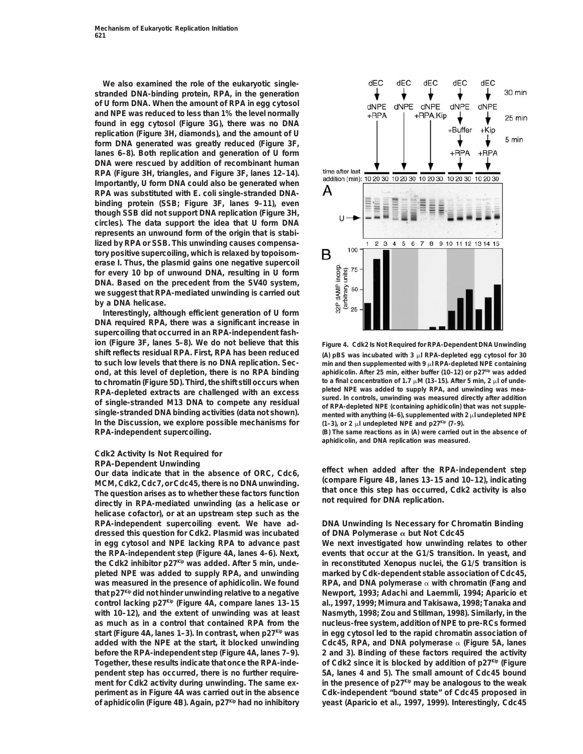We also examined the role of the eukaryotic single-stranded DNA-binding protein, RPA, in the generation of U form DNA. When the amount of RPA in egg cytosol and NPE was reduced to less than 1% the level normally found in egg cytosol (Figure 3G), there was no DNA replication (Figure 3H, diamonds), and the amount of U form DNA generated was greatly reduced (Figure 3F, lanes 6–8). Both replication and generation of U form DNA were rescued by addition of recombinant human RPA (Figure 3H, triangles, and Figure 3F, lanes 12–14). Importantly, U form DNA could also be generated when RPA was substituted with E. coli single-stranded DNA-binding protein (SSB; Figure 3F, lanes 9–11), even though SSB did not support DNA replication (Figure 3H, circles). The data support the idea that U form DNA represents an unwound form of the origin that is stabilized by RPA or SSB. This unwinding causes compensatory positive supercoiling, which is relaxed by topoisomerase I. Thus, the plasmid gains one negative supercoil for every 10 bp of unwound DNA, resulting in U form DNA. Based on the precedent from the SV40 system, we suggest that RPA-mediated unwinding is carried out by a DNA helicase.

Interestingly, although efficient generation of U form DNA required RPA, there was a significant increase in supercoiling that occurred in an RPA-independent fashion (Figure 3F, lanes 5–8). We do not believe that this shift reflects residual RPA. First, RPA has been reduced to such low levels that there is no DNA replication. Second, at this level of depletion, there is no RPA binding to chromatin (Figure 5D). Third, the shift still occurs when RPA-depleted extracts are challenged with an excess of single-stranded M13 DNA to compete any residual single-stranded DNA binding activities (data not shown). In the Discussion, we explore possible mechanisms for RPA-independent supercoiling.

### Cdk2 Activity Is Not Required for RPA-Dependent Unwinding

Our data indicate that in the absence of ORC, Cdc6, MCM, Cdk2, Cdc7, or Cdc45, there is no DNA unwinding. The question arises as to whether these factors function directly in RPA-mediated unwinding (as a helicase or helicase cofactor), or at an upstream step such as the RPA-independent supercoiling event. We have addressed this question for Cdk2. Plasmid was incubated in egg cytosol and NPE lacking RPA to advance past the RPA-independent step (Figure 4A, lanes 4–6). Next, the Cdk2 inhibitor p27[Kip] was added. After 5 min, undepleted NPE was added to supply RPA, and unwinding was measured in the presence of aphidicolin. We found that p27[Kip] did not hinder unwinding relative to a negative control lacking p27[Kip] (Figure 4A, compare lanes 13–15 with 10–12), and the extent of unwinding was at least as much as in a control that contained RPA from the start (Figure 4A, lanes 1–3). In contrast, when p27[Kip] was added with the NPE at the start, it blocked unwinding before the RPA-independent step (Figure 4A, lanes 7–9). Together, these results indicate that once the RPA-independent step has occurred, there is no further requirement for Cdk2 activity during unwinding. The same experiment as in Figure 4A was carried out in the absence of aphidicolin (Figure 4B). Again, p27[Kip] had no inhibitory effect when added after the RPA-independent step (compare Figure 4B, lanes 13–15 and 10–12), indicating that once this step has occurred, Cdk2 activity is also not required for DNA replication.

**Figure 4. Cdk2 Is Not Required for RPA-Dependent DNA Unwinding**

(A) pBS was incubated with 3 μl RPA-depleted egg cytosol for 30 min and then supplemented with 9 μl RPA-depleted NPE containing aphidicolin. After 25 min, either buffer (10–12) or p27[Kip] was added to a final concentration of 1.7 μM (13–15). After 5 min, 2 μl of undepleted NPE was added to supply RPA, and unwinding was measured. In controls, unwinding was measured directly after addition of RPA-depleted NPE (containing aphidicolin) that was not supplemented with anything (4–6), supplemented with 2 μl undepleted NPE (1–3), or 2 μl undepleted NPE and p27[Kip] (7–9).

(B) The same reactions as in (A) were carried out in the absence of aphidicolin, and DNA replication was measured.

### DNA Unwinding Is Necessary for Chromatin Binding of DNA Polymerase α but Not Cdc45

We next investigated how unwinding relates to other events that occur at the G1/S transition. In yeast, and in reconstituted Xenopus nuclei, the G1/S transition is marked by Cdk-dependent stable association of Cdc45, RPA, and DNA polymerase α with chromatin (Fang and Newport, 1993; Adachi and Laemmli, 1994; Aparicio et al., 1997, 1999; Mimura and Takisawa, 1998; Tanaka and Nasmyth, 1998; Zou and Stillman, 1998). Similarly, in the nucleus-free system, addition of NPE to pre-RCs formed in egg cytosol led to the rapid chromatin association of Cdc45, RPA, and DNA polymerase α (Figure 5A, lanes 2 and 3). Binding of these factors required the activity of Cdk2 since it is blocked by addition of p27[Kip] (Figure 5A, lanes 4 and 5). The small amount of Cdc45 bound in the presence of p27[Kip] may be analogous to the weak Cdk-independent "bound state" of Cdc45 proposed in yeast (Aparicio et al., 1997, 1999). Interestingly, Cdc45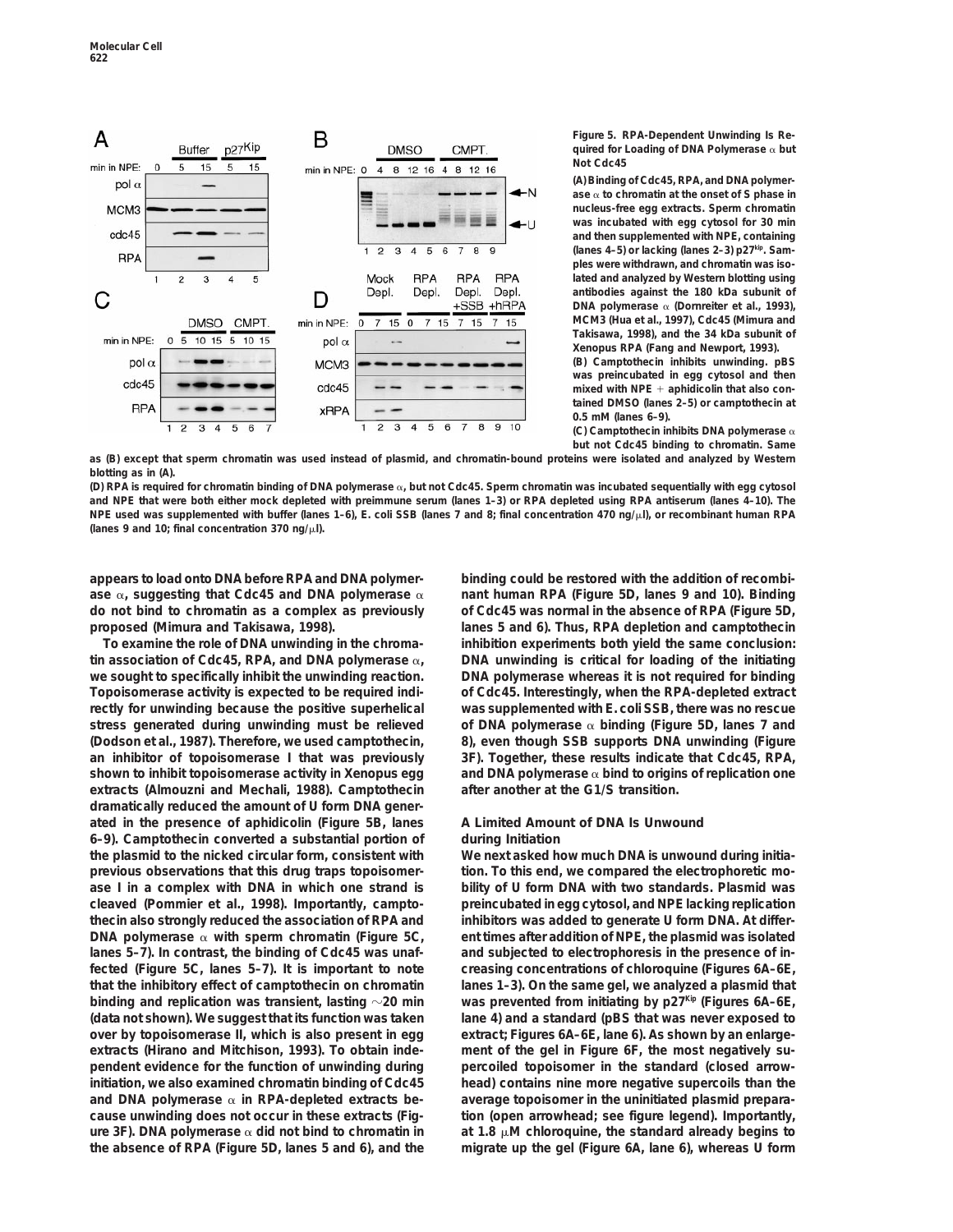**Figure 5. RPA-Dependent Unwinding Is Required for Loading of DNA Polymerase α but Not Cdc45**

(A) Binding of Cdc45, RPA, and DNA polymerase α to chromatin at the onset of S phase in nucleus-free egg extracts. Sperm chromatin was incubated with egg cytosol for 30 min and then supplemented with NPE, containing (lanes 4–5) or lacking (lanes 2–3) p27[Kip]. Samples were withdrawn, and chromatin was isolated and analyzed by Western blotting using antibodies against the 180 kDa subunit of DNA polymerase α (Dornreiter et al., 1993), MCM3 (Hua et al., 1997), Cdc45 (Mimura and Takisawa, 1998), and the 34 kDa subunit of Xenopus RPA (Fang and Newport, 1993).

(B) Camptothecin inhibits unwinding. pBS was preincubated in egg cytosol and then mixed with NPE + aphidicolin that also contained DMSO (lanes 2–5) or camptothecin at 0.5 mM (lanes 6–9).

(C) Camptothecin inhibits DNA polymerase α but not Cdc45 binding to chromatin. Same as (B) except that sperm chromatin was used instead of plasmid, and chromatin-bound proteins were isolated and analyzed by Western blotting as in (A).

(D) RPA is required for chromatin binding of DNA polymerase α, but not Cdc45. Sperm chromatin was incubated sequentially with egg cytosol and NPE that were both either mock depleted with preimmune serum (lanes 1–3) or RPA depleted using RPA antiserum (lanes 4–10). The NPE used was supplemented with buffer (lanes 1–6), E. coli SSB (lanes 7 and 8; final concentration 470 ng/μl), or recombinant human RPA (lanes 9 and 10; final concentration 370 ng/μl).

appears to load onto DNA before RPA and DNA polymerase α, suggesting that Cdc45 and DNA polymerase α do not bind to chromatin as a complex as previously proposed (Mimura and Takisawa, 1998).

To examine the role of DNA unwinding in the chromatin association of Cdc45, RPA, and DNA polymerase α, we sought to specifically inhibit the unwinding reaction. Topoisomerase activity is expected to be required indirectly for unwinding because the positive superhelical stress generated during unwinding must be relieved (Dodson et al., 1987). Therefore, we used camptothecin, an inhibitor of topoisomerase I that was previously shown to inhibit topoisomerase activity in Xenopus egg extracts (Almouzni and Mechali, 1988). Camptothecin dramatically reduced the amount of U form DNA generated in the presence of aphidicolin (Figure 5B, lanes 6–9). Camptothecin converted a substantial portion of the plasmid to the nicked circular form, consistent with previous observations that this drug traps topoisomerase I in a complex with DNA in which one strand is cleaved (Pommier et al., 1998). Importantly, camptothecin also strongly reduced the association of RPA and DNA polymerase α with sperm chromatin (Figure 5C, lanes 5–7). In contrast, the binding of Cdc45 was unaffected (Figure 5C, lanes 5–7). It is important to note that the inhibitory effect of camptothecin on chromatin binding and replication was transient, lasting ~20 min (data not shown). We suggest that its function was taken over by topoisomerase II, which is also present in egg extracts (Hirano and Mitchison, 1993). To obtain independent evidence for the function of unwinding during initiation, we also examined chromatin binding of Cdc45 and DNA polymerase α in RPA-depleted extracts because unwinding does not occur in these extracts (Figure 3F). DNA polymerase α did not bind to chromatin in the absence of RPA (Figure 5D, lanes 5 and 6), and the binding could be restored with the addition of recombinant human RPA (Figure 5D, lanes 9 and 10). Binding of Cdc45 was normal in the absence of RPA (Figure 5D, lanes 5 and 6). Thus, RPA depletion and camptothecin inhibition experiments both yield the same conclusion: DNA unwinding is critical for loading of the initiating DNA polymerase whereas it is not required for binding of Cdc45. Interestingly, when the RPA-depleted extract was supplemented with E. coli SSB, there was no rescue of DNA polymerase α binding (Figure 5D, lanes 7 and 8), even though SSB supports DNA unwinding (Figure 3F). Together, these results indicate that Cdc45, RPA, and DNA polymerase α bind to origins of replication one after another at the G1/S transition.

## A Limited Amount of DNA Is Unwound during Initiation

We next asked how much DNA is unwound during initiation. To this end, we compared the electrophoretic mobility of U form DNA with two standards. Plasmid was preincubated in egg cytosol, and NPE lacking replication inhibitors was added to generate U form DNA. At different times after addition of NPE, the plasmid was isolated and subjected to electrophoresis in the presence of increasing concentrations of chloroquine (Figures 6A–6E, lanes 1–3). On the same gel, we analyzed a plasmid that was prevented from initiating by p27[Kip] (Figures 6A–6E, lane 4) and a standard (pBS that was never exposed to extract; Figures 6A–6E, lane 6). As shown by an enlargement of the gel in Figure 6F, the most negatively supercoiled topoisomer in the standard (closed arrowhead) contains nine more negative supercoils than the average topoisomer in the uninitiated plasmid preparation (open arrowhead; see figure legend). Importantly, at 1.8 μM chloroquine, the standard already begins to migrate up the gel (Figure 6A, lane 6), whereas U form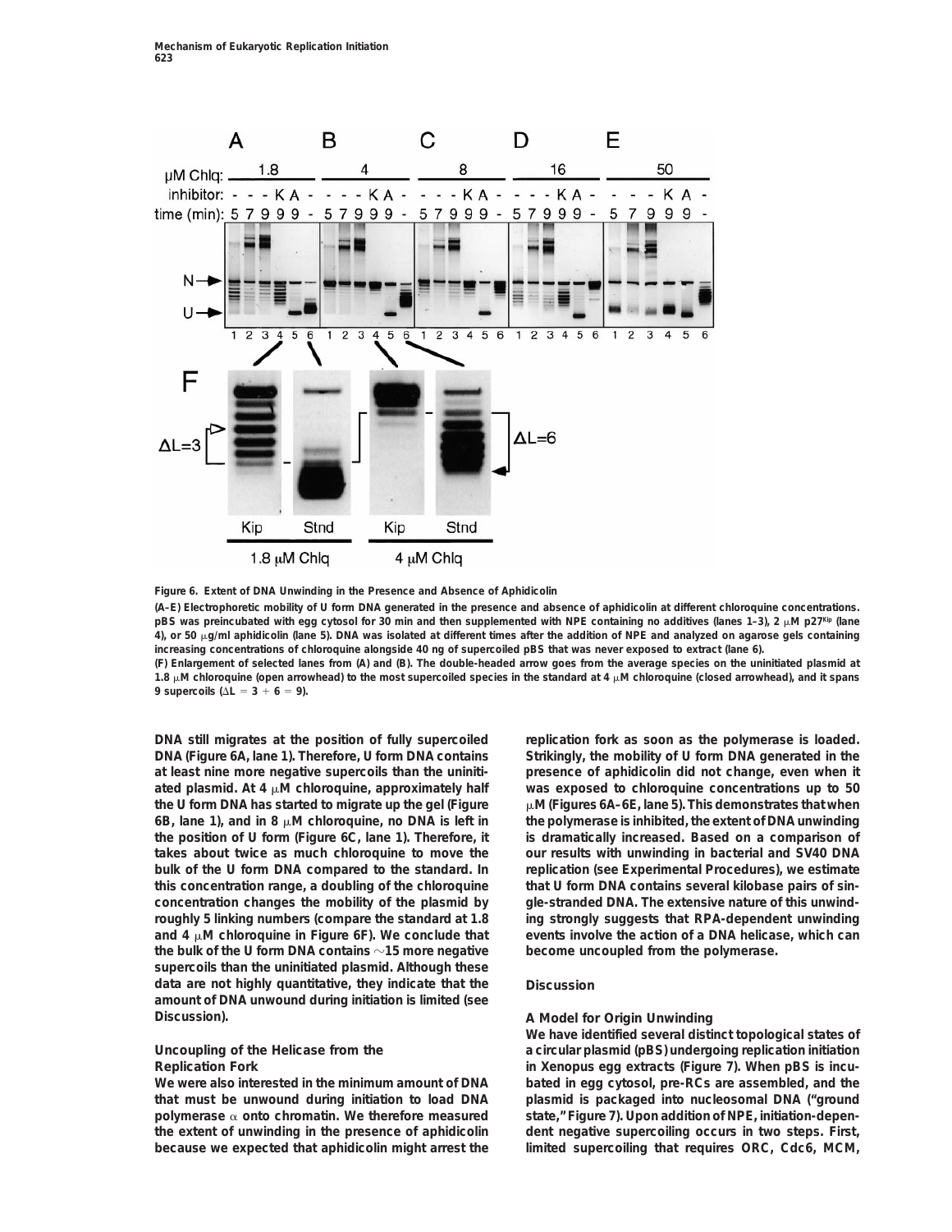**Figure 6. Extent of DNA Unwinding in the Presence and Absence of Aphidicolin**

(A–E) Electrophoretic mobility of U form DNA generated in the presence and absence of aphidicolin at different chloroquine concentrations. pBS was preincubated with egg cytosol for 30 min and then supplemented with NPE containing no additives (lanes 1–3), 2 μM p27[Kip] (lane 4), or 50 μg/ml aphidicolin (lane 5). DNA was isolated at different times after the addition of NPE and analyzed on agarose gels containing increasing concentrations of chloroquine alongside 40 ng of supercoiled pBS that was never exposed to extract (lane 6).

(F) Enlargement of selected lanes from (A) and (B). The double-headed arrow goes from the average species on the uninitiated plasmid at 1.8 μM chloroquine (open arrowhead) to the most supercoiled species in the standard at 4 μM chloroquine (closed arrowhead), and it spans 9 supercoils ($\Delta L = 3 + 6 = 9$).

DNA still migrates at the position of fully supercoiled DNA (Figure 6A, lane 1). Therefore, U form DNA contains at least nine more negative supercoils than the uninitiated plasmid. At 4 μM chloroquine, approximately half the U form DNA has started to migrate up the gel (Figure 6B, lane 1), and in 8 μM chloroquine, no DNA is left in the position of U form (Figure 6C, lane 1). Therefore, it takes about twice as much chloroquine to move the bulk of the U form DNA compared to the standard. In this concentration range, a doubling of the chloroquine concentration changes the mobility of the plasmid by roughly 5 linking numbers (compare the standard at 1.8 and 4 μM chloroquine in Figure 6F). We conclude that the bulk of the U form DNA contains ~15 more negative supercoils than the uninitiated plasmid. Although these data are not highly quantitative, they indicate that the amount of DNA unwound during initiation is limited (see Discussion).

### Uncoupling of the Helicase from the Replication Fork

We were also interested in the minimum amount of DNA that must be unwound during initiation to load DNA polymerase α onto chromatin. We therefore measured the extent of unwinding in the presence of aphidicolin because we expected that aphidicolin might arrest the replication fork as soon as the polymerase is loaded. Strikingly, the mobility of U form DNA generated in the presence of aphidicolin did not change, even when it was exposed to chloroquine concentrations up to 50 μM (Figures 6A–6E, lane 5). This demonstrates that when the polymerase is inhibited, the extent of DNA unwinding is dramatically increased. Based on a comparison of our results with unwinding in bacterial and SV40 DNA replication (see Experimental Procedures), we estimate that U form DNA contains several kilobase pairs of single-stranded DNA. The extensive nature of this unwinding strongly suggests that RPA-dependent unwinding events involve the action of a DNA helicase, which can become uncoupled from the polymerase.

## Discussion

### A Model for Origin Unwinding

We have identified several distinct topological states of a circular plasmid (pBS) undergoing replication initiation in Xenopus egg extracts (Figure 7). When pBS is incubated in egg cytosol, pre-RCs are assembled, and the plasmid is packaged into nucleosomal DNA ("ground state," Figure 7). Upon addition of NPE, initiation-dependent negative supercoiling occurs in two steps. First, limited supercoiling that requires ORC, Cdc6, MCM,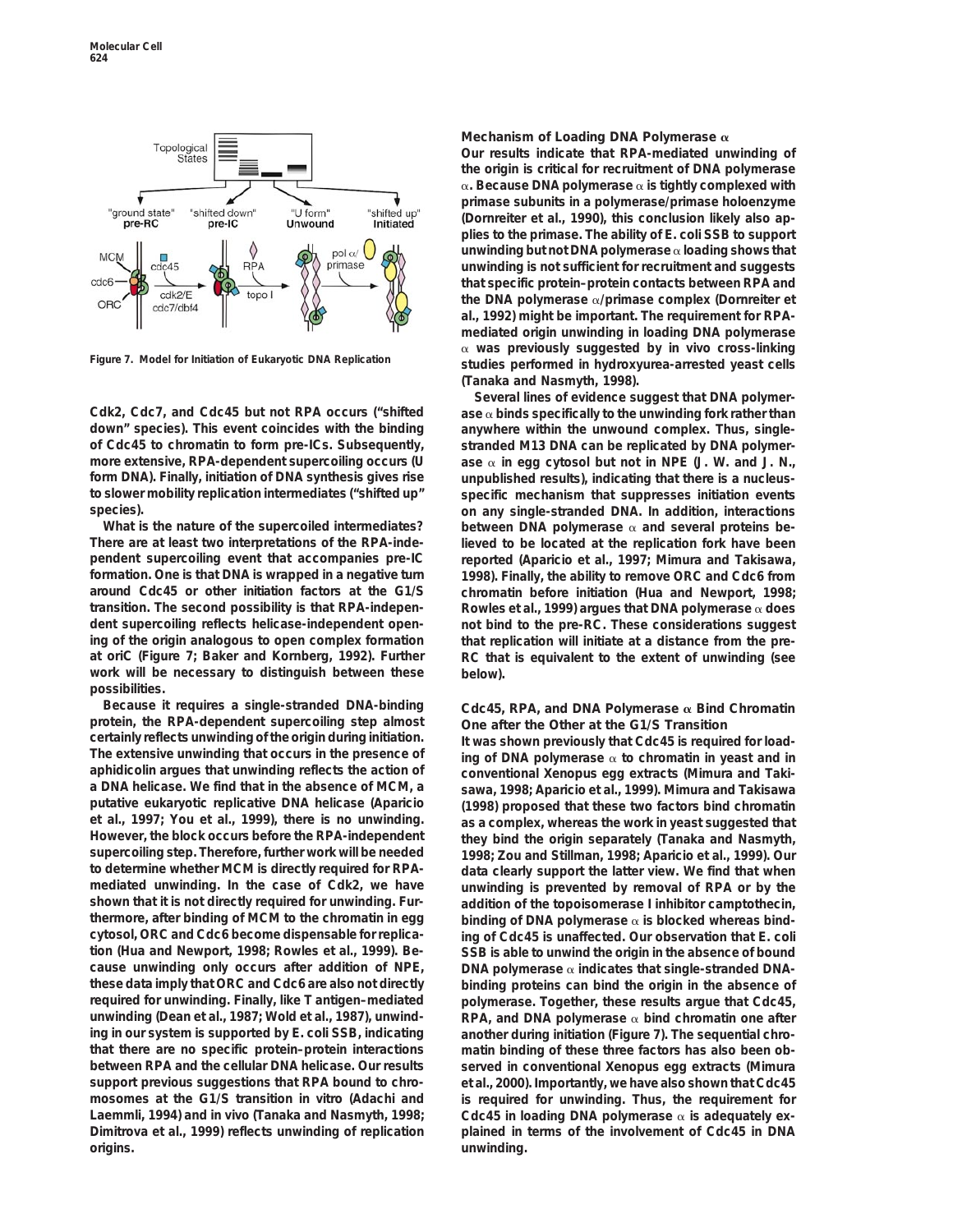Figure 7. Model for Initiation of Eukaryotic DNA Replication

Cdk2, Cdc7, and Cdc45 but not RPA occurs ("shifted down" species). This event coincides with the binding of Cdc45 to chromatin to form pre-ICs. Subsequently, more extensive, RPA-dependent supercoiling occurs (U form DNA). Finally, initiation of DNA synthesis gives rise to slower mobility replication intermediates ("shifted up" species).

What is the nature of the supercoiled intermediates? There are at least two interpretations of the RPA-independent supercoiling event that accompanies pre-IC formation. One is that DNA is wrapped in a negative turn around Cdc45 or other initiation factors at the G1/S transition. The second possibility is that RPA-independent supercoiling reflects helicase-independent opening of the origin analogous to open complex formation at oriC (Figure 7; Baker and Kornberg, 1992). Further work will be necessary to distinguish between these possibilities.

Because it requires a single-stranded DNA-binding protein, the RPA-dependent supercoiling step almost certainly reflects unwinding of the origin during initiation. The extensive unwinding that occurs in the presence of aphidicolin argues that unwinding reflects the action of a DNA helicase. We find that in the absence of MCM, a putative eukaryotic replicative DNA helicase (Aparicio et al., 1997; You et al., 1999), there is no unwinding. However, the block occurs before the RPA-independent supercoiling step. Therefore, further work will be needed to determine whether MCM is directly required for RPA-mediated unwinding. In the case of Cdk2, we have shown that it is not directly required for unwinding. Furthermore, after binding of MCM to the chromatin in egg cytosol, ORC and Cdc6 become dispensable for replication (Hua and Newport, 1998; Rowles et al., 1999). Because unwinding only occurs after addition of NPE, these data imply that ORC and Cdc6 are also not directly required for unwinding. Finally, like T antigen–mediated unwinding (Dean et al., 1987; Wold et al., 1987), unwinding in our system is supported by E. coli SSB, indicating that there are no specific protein–protein interactions between RPA and the cellular DNA helicase. Our results support previous suggestions that RPA bound to chromosomes at the G1/S transition in vitro (Adachi and Laemmli, 1994) and in vivo (Tanaka and Nasmyth, 1998; Dimitrova et al., 1999) reflects unwinding of replication origins.

### Mechanism of Loading DNA Polymerase α

Our results indicate that RPA-mediated unwinding of the origin is critical for recruitment of DNA polymerase α. Because DNA polymerase α is tightly complexed with primase subunits in a polymerase/primase holoenzyme (Dornreiter et al., 1990), this conclusion likely also applies to the primase. The ability of E. coli SSB to support unwinding but not DNA polymerase α loading shows that unwinding is not sufficient for recruitment and suggests that specific protein–protein contacts between RPA and the DNA polymerase α/primase complex (Dornreiter et al., 1992) might be important. The requirement for RPA-mediated origin unwinding in loading DNA polymerase α was previously suggested by in vivo cross-linking studies performed in hydroxyurea-arrested yeast cells (Tanaka and Nasmyth, 1998).

Several lines of evidence suggest that DNA polymerase α binds specifically to the unwinding fork rather than anywhere within the unwound complex. Thus, single-stranded M13 DNA can be replicated by DNA polymerase α in egg cytosol but not in NPE (J. W. and J. N., unpublished results), indicating that there is a nucleus-specific mechanism that suppresses initiation events on any single-stranded DNA. In addition, interactions between DNA polymerase α and several proteins believed to be located at the replication fork have been reported (Aparicio et al., 1997; Mimura and Takisawa, 1998). Finally, the ability to remove ORC and Cdc6 from chromatin before initiation (Hua and Newport, 1998; Rowles et al., 1999) argues that DNA polymerase α does not bind to the pre-RC. These considerations suggest that replication will initiate at a distance from the pre-RC that is equivalent to the extent of unwinding (see below).

### Cdc45, RPA, and DNA Polymerase α Bind Chromatin One after the Other at the G1/S Transition

It was shown previously that Cdc45 is required for loading of DNA polymerase α to chromatin in yeast and in conventional Xenopus egg extracts (Mimura and Takisawa, 1998; Aparicio et al., 1999). Mimura and Takisawa (1998) proposed that these two factors bind chromatin as a complex, whereas the work in yeast suggested that they bind the origin separately (Tanaka and Nasmyth, 1998; Zou and Stillman, 1998; Aparicio et al., 1999). Our data clearly support the latter view. We find that when unwinding is prevented by removal of RPA or by the addition of the topoisomerase I inhibitor camptothecin, binding of DNA polymerase α is blocked whereas binding of Cdc45 is unaffected. Our observation that E. coli SSB is able to unwind the origin in the absence of bound DNA polymerase α indicates that single-stranded DNA-binding proteins can bind the origin in the absence of polymerase. Together, these results argue that Cdc45, RPA, and DNA polymerase α bind chromatin one after another during initiation (Figure 7). The sequential chromatin binding of these three factors has also been observed in conventional Xenopus egg extracts (Mimura et al., 2000). Importantly, we have also shown that Cdc45 is required for unwinding. Thus, the requirement for Cdc45 in loading DNA polymerase α is adequately explained in terms of the involvement of Cdc45 in DNA unwinding.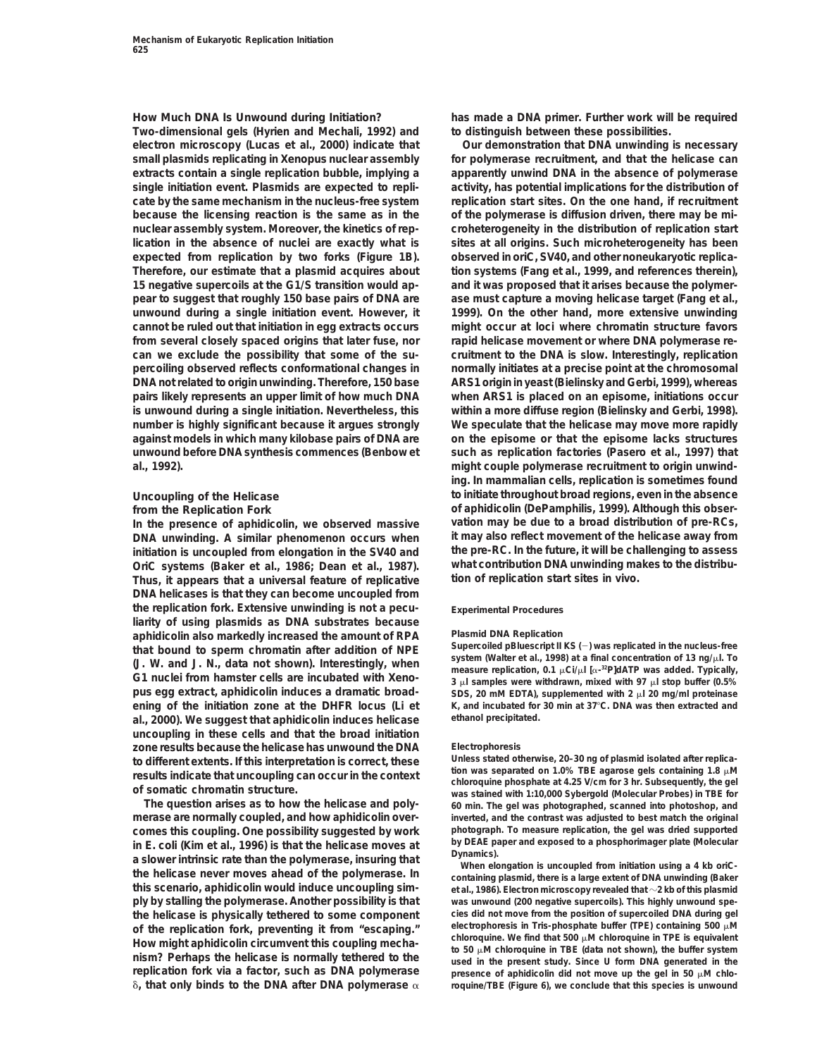## How Much DNA Is Unwound during Initiation?

Two-dimensional gels (Hyrien and Mechali, 1992) and electron microscopy (Lucas et al., 2000) indicate that small plasmids replicating in Xenopus nuclear assembly extracts contain a single replication bubble, implying a single initiation event. Plasmids are expected to replicate by the same mechanism in the nucleus-free system because the licensing reaction is the same as in the nuclear assembly system. Moreover, the kinetics of replication in the absence of nuclei are exactly what is expected from replication by two forks (Figure 1B). Therefore, our estimate that a plasmid acquires about 15 negative supercoils at the G1/S transition would appear to suggest that roughly 150 base pairs of DNA are unwound during a single initiation event. However, it cannot be ruled out that initiation in egg extracts occurs from several closely spaced origins that later fuse, nor can we exclude the possibility that some of the supercoiling observed reflects conformational changes in DNA not related to origin unwinding. Therefore, 150 base pairs likely represents an upper limit of how much DNA is unwound during a single initiation. Nevertheless, this number is highly significant because it argues strongly against models in which many kilobase pairs of DNA are unwound before DNA synthesis commences (Benbow et al., 1992).

## Uncoupling of the Helicase from the Replication Fork

In the presence of aphidicolin, we observed massive DNA unwinding. A similar phenomenon occurs when initiation is uncoupled from elongation in the SV40 and OriC systems (Baker et al., 1986; Dean et al., 1987). Thus, it appears that a universal feature of replicative DNA helicases is that they can become uncoupled from the replication fork. Extensive unwinding is not a peculiarity of using plasmids as DNA substrates because aphidicolin also markedly increased the amount of RPA that bound to sperm chromatin after addition of NPE (J. W. and J. N., data not shown). Interestingly, when G1 nuclei from hamster cells are incubated with Xenopus egg extract, aphidicolin induces a dramatic broadening of the initiation zone at the DHFR locus (Li et al., 2000). We suggest that aphidicolin induces helicase uncoupling in these cells and that the broad initiation zone results because the helicase has unwound the DNA to different extents. If this interpretation is correct, these results indicate that uncoupling can occur in the context of somatic chromatin structure.

The question arises as to how the helicase and polymerase are normally coupled, and how aphidicolin overcomes this coupling. One possibility suggested by work in E. coli (Kim et al., 1996) is that the helicase moves at a slower intrinsic rate than the polymerase, insuring that the helicase never moves ahead of the polymerase. In this scenario, aphidicolin would induce uncoupling simply by stalling the polymerase. Another possibility is that the helicase is physically tethered to some component of the replication fork, preventing it from "escaping." How might aphidicolin circumvent this coupling mechanism? Perhaps the helicase is normally tethered to the replication fork via a factor, such as DNA polymerase δ, that only binds to the DNA after DNA polymerase α has made a DNA primer. Further work will be required to distinguish between these possibilities.

Our demonstration that DNA unwinding is necessary for polymerase recruitment, and that the helicase can apparently unwind DNA in the absence of polymerase activity, has potential implications for the distribution of replication start sites. On the one hand, if recruitment of the polymerase is diffusion driven, there may be microheterogeneity in the distribution of replication start sites at all origins. Such microheterogeneity has been observed in oriC, SV40, and other noneukaryotic replication systems (Fang et al., 1999, and references therein), and it was proposed that it arises because the polymerase must capture a moving helicase target (Fang et al., 1999). On the other hand, more extensive unwinding might occur at loci where chromatin structure favors rapid helicase movement or where DNA polymerase recruitment to the DNA is slow. Interestingly, replication normally initiates at a precise point at the chromosomal ARS1 origin in yeast (Bielinsky and Gerbi, 1999), whereas when ARS1 is placed on an episome, initiations occur within a more diffuse region (Bielinsky and Gerbi, 1998). We speculate that the helicase may move more rapidly on the episome or that the episome lacks structures such as replication factories (Pasero et al., 1997) that might couple polymerase recruitment to origin unwinding. In mammalian cells, replication is sometimes found to initiate throughout broad regions, even in the absence of aphidicolin (DePamphilis, 1999). Although this observation may be due to a broad distribution of pre-RCs, it may also reflect movement of the helicase away from the pre-RC. In the future, it will be challenging to assess what contribution DNA unwinding makes to the distribution of replication start sites in vivo.

## Experimental Procedures

### Plasmid DNA Replication

Supercoiled pBluescript II KS (−) was replicated in the nucleus-free system (Walter et al., 1998) at a final concentration of 13 ng/μl. To measure replication, 0.1 μCi/μl [α-$^{32}$P]dATP was added. Typically, 3 μl samples were withdrawn, mixed with 97 μl stop buffer (0.5% SDS, 20 mM EDTA), supplemented with 2 μl 20 mg/ml proteinase K, and incubated for 30 min at 37°C. DNA was then extracted and ethanol precipitated.

### Electrophoresis

Unless stated otherwise, 20–30 ng of plasmid isolated after replication was separated on 1.0% TBE agarose gels containing 1.8 μM chloroquine phosphate at 4.25 V/cm for 3 hr. Subsequently, the gel was stained with 1:10,000 Sybergold (Molecular Probes) in TBE for 60 min. The gel was photographed, scanned into photoshop, and inverted, and the contrast was adjusted to best match the original photograph. To measure replication, the gel was dried supported by DEAE paper and exposed to a phosphorimager plate (Molecular Dynamics).

When elongation is uncoupled from initiation using a 4 kb oriC-containing plasmid, there is a large extent of DNA unwinding (Baker et al., 1986). Electron microscopy revealed that ~2 kb of this plasmid was unwound (200 negative supercoils). This highly unwound species did not move from the position of supercoiled DNA during gel electrophoresis in Tris-phosphate buffer (TPE) containing 500 μM chloroquine. We find that 500 μM chloroquine in TPE is equivalent to 50 μM chloroquine in TBE (data not shown), the buffer system used in the present study. Since U form DNA generated in the presence of aphidicolin did not move up the gel in 50 μM chloroquine/TBE (Figure 6), we conclude that this species is unwound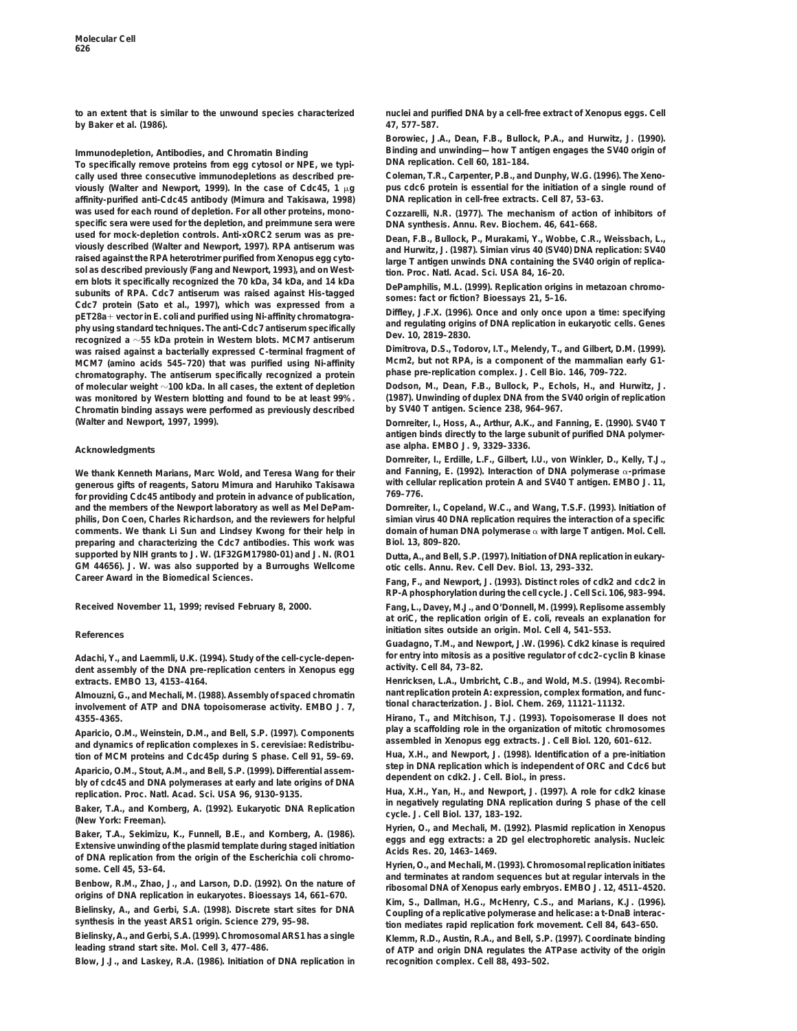to an extent that is similar to the unwound species characterized by Baker et al. (1986).

### Immunodepletion, Antibodies, and Chromatin Binding

To specifically remove proteins from egg cytosol or NPE, we typically used three consecutive immunodepletions as described previously (Walter and Newport, 1999). In the case of Cdc45, 1 μg affinity-purified anti-Cdc45 antibody (Mimura and Takisawa, 1998) was used for each round of depletion. For all other proteins, monospecific sera were used for the depletion, and preimmune sera were used for mock-depletion controls. Anti-xORC2 serum was as previously described (Walter and Newport, 1997). RPA antiserum was raised against the RPA heterotrimer purified from Xenopus egg cytosol as described previously (Fang and Newport, 1993), and on Western blots it specifically recognized the 70 kDa, 34 kDa, and 14 kDa subunits of RPA. Cdc7 antiserum was raised against His-tagged Cdc7 protein (Sato et al., 1997), which was expressed from a pET28a+ vector in E. coli and purified using Ni-affinity chromatography using standard techniques. The anti-Cdc7 antiserum specifically recognized a ~55 kDa protein in Western blots. MCM7 antiserum was raised against a bacterially expressed C-terminal fragment of MCM7 (amino acids 545–720) that was purified using Ni-affinity chromatography. The antiserum specifically recognized a protein of molecular weight ~100 kDa. In all cases, the extent of depletion was monitored by Western blotting and found to be at least 99%. Chromatin binding assays were performed as previously described (Walter and Newport, 1997, 1999).

## Acknowledgments

We thank Kenneth Marians, Marc Wold, and Teresa Wang for their generous gifts of reagents, Satoru Mimura and Haruhiko Takisawa for providing Cdc45 antibody and protein in advance of publication, and the members of the Newport laboratory as well as Mel DePamphilis, Don Coen, Charles Richardson, and the reviewers for helpful comments. We thank Li Sun and Lindsey Kwong for their help in preparing and characterizing the Cdc7 antibodies. This work was supported by NIH grants to J. W. (1F32GM17980-01) and J. N. (RO1 GM 44656). J. W. was also supported by a Burroughs Wellcome Career Award in the Biomedical Sciences.

Received November 11, 1999; revised February 8, 2000.

## References

Adachi, Y., and Laemmli, U.K. (1994). Study of the cell-cycle-dependent assembly of the DNA pre-replication centers in Xenopus egg extracts. EMBO J. 13, 4153–4164.

Almouzni, G., and Mechali, M. (1988). Assembly of spaced chromatin involvement of ATP and DNA topoisomerase activity. EMBO J. 7, 4355–4365.

Aparicio, O.M., Weinstein, D.M., and Bell, S.P. (1997). Components and dynamics of replication complexes in S. cerevisiae: Redistribution of MCM proteins and Cdc45p during S phase. Cell 91, 59–69.

Aparicio, O.M., Stout, A.M., and Bell, S.P. (1999). Differential assembly of cdc45 and DNA polymerases at early and late origins of DNA replication. Proc. Natl. Acad. Sci. USA 96, 9130–9135.

Baker, T.A., and Kornberg, A. (1992). Eukaryotic DNA Replication (New York: Freeman).

Baker, T.A., Sekimizu, K., Funnell, B.E., and Kornberg, A. (1986). Extensive unwinding of the plasmid template during staged initiation of DNA replication from the origin of the Escherichia coli chromosome. Cell 45, 53–64.

Benbow, R.M., Zhao, J., and Larson, D.D. (1992). On the nature of origins of DNA replication in eukaryotes. Bioessays 14, 661–670.

Bielinsky, A., and Gerbi, S.A. (1998). Discrete start sites for DNA synthesis in the yeast ARS1 origin. Science 279, 95–98.

Bielinsky, A., and Gerbi, S.A. (1999). Chromosomal ARS1 has a single leading strand start site. Mol. Cell 3, 477–486.

Blow, J.J., and Laskey, R.A. (1986). Initiation of DNA replication in nuclei and purified DNA by a cell-free extract of Xenopus eggs. Cell 47, 577–587.

Borowiec, J.A., Dean, F.B., Bullock, P.A., and Hurwitz, J. (1990). Binding and unwinding—how T antigen engages the SV40 origin of DNA replication. Cell 60, 181–184.

Coleman, T.R., Carpenter, P.B., and Dunphy, W.G. (1996). The Xenopus cdc6 protein is essential for the initiation of a single round of DNA replication in cell-free extracts. Cell 87, 53–63.

Cozzarelli, N.R. (1977). The mechanism of action of inhibitors of DNA synthesis. Annu. Rev. Biochem. 46, 641–668.

Dean, F.B., Bullock, P., Murakami, Y., Wobbe, C.R., Weissbach, L., and Hurwitz, J. (1987). Simian virus 40 (SV40) DNA replication: SV40 large T antigen unwinds DNA containing the SV40 origin of replication. Proc. Natl. Acad. Sci. USA 84, 16–20.

DePamphilis, M.L. (1999). Replication origins in metazoan chromosomes: fact or fiction? Bioessays 21, 5–16.

Diffley, J.F.X. (1996). Once and only once upon a time: specifying and regulating origins of DNA replication in eukaryotic cells. Genes Dev. 10, 2819–2830.

Dimitrova, D.S., Todorov, I.T., Melendy, T., and Gilbert, D.M. (1999). Mcm2, but not RPA, is a component of the mammalian early G1-phase pre-replication complex. J. Cell Bio. 146, 709–722.

Dodson, M., Dean, F.B., Bullock, P., Echols, H., and Hurwitz, J. (1987). Unwinding of duplex DNA from the SV40 origin of replication by SV40 T antigen. Science 238, 964–967.

Dornreiter, I., Hoss, A., Arthur, A.K., and Fanning, E. (1990). SV40 T antigen binds directly to the large subunit of purified DNA polymerase alpha. EMBO J. 9, 3329–3336.

Dornreiter, I., Erdille, L.F., Gilbert, I.U., von Winkler, D., Kelly, T.J., and Fanning, E. (1992). Interaction of DNA polymerase α-primase with cellular replication protein A and SV40 T antigen. EMBO J. 11, 769–776.

Dornreiter, I., Copeland, W.C., and Wang, T.S.F. (1993). Initiation of simian virus 40 DNA replication requires the interaction of a specific domain of human DNA polymerase α with large T antigen. Mol. Cell. Biol. 13, 809–820.

Dutta, A., and Bell, S.P. (1997). Initiation of DNA replication in eukaryotic cells. Annu. Rev. Cell Dev. Biol. 13, 293–332.

Fang, F., and Newport, J. (1993). Distinct roles of cdk2 and cdc2 in RP-A phosphorylation during the cell cycle. J. Cell Sci. 106, 983–994.

Fang, L., Davey, M.J., and O'Donnell, M. (1999). Replisome assembly at oriC, the replication origin of E. coli, reveals an explanation for initiation sites outside an origin. Mol. Cell 4, 541–553.

Guadagno, T.M., and Newport, J.W. (1996). Cdk2 kinase is required for entry into mitosis as a positive regulator of cdc2–cyclin B kinase activity. Cell 84, 73–82.

Henricksen, L.A., Umbricht, C.B., and Wold, M.S. (1994). Recombinant replication protein A: expression, complex formation, and functional characterization. J. Biol. Chem. 269, 11121–11132.

Hirano, T., and Mitchison, T.J. (1993). Topoisomerase II does not play a scaffolding role in the organization of mitotic chromosomes assembled in Xenopus egg extracts. J. Cell Biol. 120, 601–612.

Hua, X.H., and Newport, J. (1998). Identification of a pre-initiation step in DNA replication which is independent of ORC and Cdc6 but dependent on cdk2. J. Cell. Biol., in press.

Hua, X.H., Yan, H., and Newport, J. (1997). A role for cdk2 kinase in negatively regulating DNA replication during S phase of the cell cycle. J. Cell Biol. 137, 183–192.

Hyrien, O., and Mechali, M. (1992). Plasmid replication in Xenopus eggs and egg extracts: a 2D gel electrophoretic analysis. Nucleic Acids Res. 20, 1463–1469.

Hyrien, O., and Mechali, M. (1993). Chromosomal replication initiates and terminates at random sequences but at regular intervals in the ribosomal DNA of Xenopus early embryos. EMBO J. 12, 4511–4520.

Kim, S., Dallman, H.G., McHenry, C.S., and Marians, K.J. (1996). Coupling of a replicative polymerase and helicase: a t-DnaB interaction mediates rapid replication fork movement. Cell 84, 643–650.

Klemm, R.D., Austin, R.A., and Bell, S.P. (1997). Coordinate binding of ATP and origin DNA regulates the ATPase activity of the origin recognition complex. Cell 88, 493–502.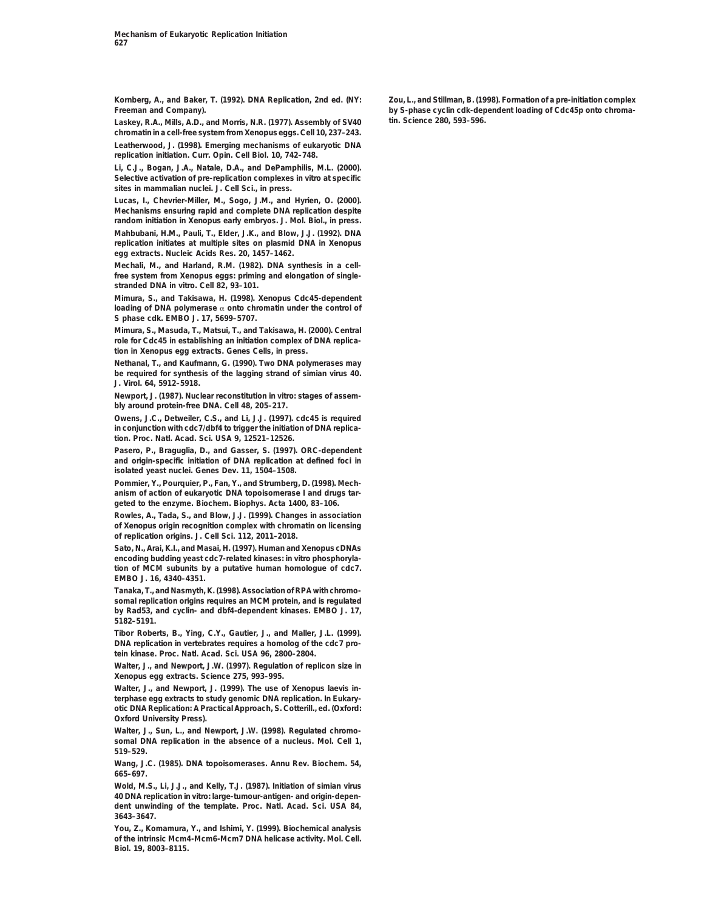Kornberg, A., and Baker, T. (1992). DNA Replication, 2nd ed. (NY: Freeman and Company).

Laskey, R.A., Mills, A.D., and Morris, N.R. (1977). Assembly of SV40 chromatin in a cell-free system from Xenopus eggs. Cell 10, 237–243.

Leatherwood, J. (1998). Emerging mechanisms of eukaryotic DNA replication initiation. Curr. Opin. Cell Biol. 10, 742–748.

Li, C.J., Bogan, J.A., Natale, D.A., and DePamphilis, M.L. (2000). Selective activation of pre-replication complexes in vitro at specific sites in mammalian nuclei. J. Cell Sci., in press.

Lucas, I., Chevrier-Miller, M., Sogo, J.M., and Hyrien, O. (2000). Mechanisms ensuring rapid and complete DNA replication despite random initiation in Xenopus early embryos. J. Mol. Biol., in press.

Mahbubani, H.M., Pauli, T., Elder, J.K., and Blow, J.J. (1992). DNA replication initiates at multiple sites on plasmid DNA in Xenopus egg extracts. Nucleic Acids Res. 20, 1457–1462.

Mechali, M., and Harland, R.M. (1982). DNA synthesis in a cell-free system from Xenopus eggs: priming and elongation of single-stranded DNA in vitro. Cell 82, 93–101.

Mimura, S., and Takisawa, H. (1998). Xenopus Cdc45-dependent loading of DNA polymerase $\alpha$ onto chromatin under the control of S phase cdk. EMBO J. 17, 5699–5707.

Mimura, S., Masuda, T., Matsui, T., and Takisawa, H. (2000). Central role for Cdc45 in establishing an initiation complex of DNA replication in Xenopus egg extracts. Genes Cells, in press.

Nethanal, T., and Kaufmann, G. (1990). Two DNA polymerases may be required for synthesis of the lagging strand of simian virus 40. J. Virol. 64, 5912–5918.

Newport, J. (1987). Nuclear reconstitution in vitro: stages of assembly around protein-free DNA. Cell 48, 205–217.

Owens, J.C., Detweiler, C.S., and Li, J.J. (1997). cdc45 is required in conjunction with cdc7/dbf4 to trigger the initiation of DNA replication. Proc. Natl. Acad. Sci. USA 9, 12521–12526.

Pasero, P., Braguglia, D., and Gasser, S. (1997). ORC-dependent and origin-specific initiation of DNA replication at defined foci in isolated yeast nuclei. Genes Dev. 11, 1504–1508.

Pommier, Y., Pourquier, P., Fan, Y., and Strumberg, D. (1998). Mechanism of action of eukaryotic DNA topoisomerase I and drugs targeted to the enzyme. Biochem. Biophys. Acta 1400, 83–106.

Rowles, A., Tada, S., and Blow, J.J. (1999). Changes in association of Xenopus origin recognition complex with chromatin on licensing of replication origins. J. Cell Sci. 112, 2011–2018.

Sato, N., Arai, K.I., and Masai, H. (1997). Human and Xenopus cDNAs encoding budding yeast cdc7-related kinases: in vitro phosphorylation of MCM subunits by a putative human homologue of cdc7. EMBO J. 16, 4340–4351.

Tanaka, T., and Nasmyth, K. (1998). Association of RPA with chromosomal replication origins requires an MCM protein, and is regulated by Rad53, and cyclin- and dbf4-dependent kinases. EMBO J. 17, 5182–5191.

Tibor Roberts, B., Ying, C.Y., Gautier, J., and Maller, J.L. (1999). DNA replication in vertebrates requires a homolog of the cdc7 protein kinase. Proc. Natl. Acad. Sci. USA 96, 2800–2804.

Walter, J., and Newport, J.W. (1997). Regulation of replicon size in Xenopus egg extracts. Science 275, 993–995.

Walter, J., and Newport, J. (1999). The use of Xenopus laevis interphase egg extracts to study genomic DNA replication. In Eukaryotic DNA Replication: A Practical Approach, S. Cotterill., ed. (Oxford: Oxford University Press).

Walter, J., Sun, L., and Newport, J.W. (1998). Regulated chromosomal DNA replication in the absence of a nucleus. Mol. Cell 1, 519–529.

Wang, J.C. (1985). DNA topoisomerases. Annu Rev. Biochem. 54, 665–697.

Wold, M.S., Li, J.J., and Kelly, T.J. (1987). Initiation of simian virus 40 DNA replication in vitro: large-tumour-antigen- and origin-dependent unwinding of the template. Proc. Natl. Acad. Sci. USA 84, 3643–3647.

You, Z., Komamura, Y., and Ishimi, Y. (1999). Biochemical analysis of the intrinsic Mcm4-Mcm6-Mcm7 DNA helicase activity. Mol. Cell. Biol. 19, 8003–8115.

Zou, L., and Stillman, B. (1998). Formation of a pre-initiation complex by S-phase cyclin cdk-dependent loading of Cdc45p onto chromatin. Science 280, 593–596.